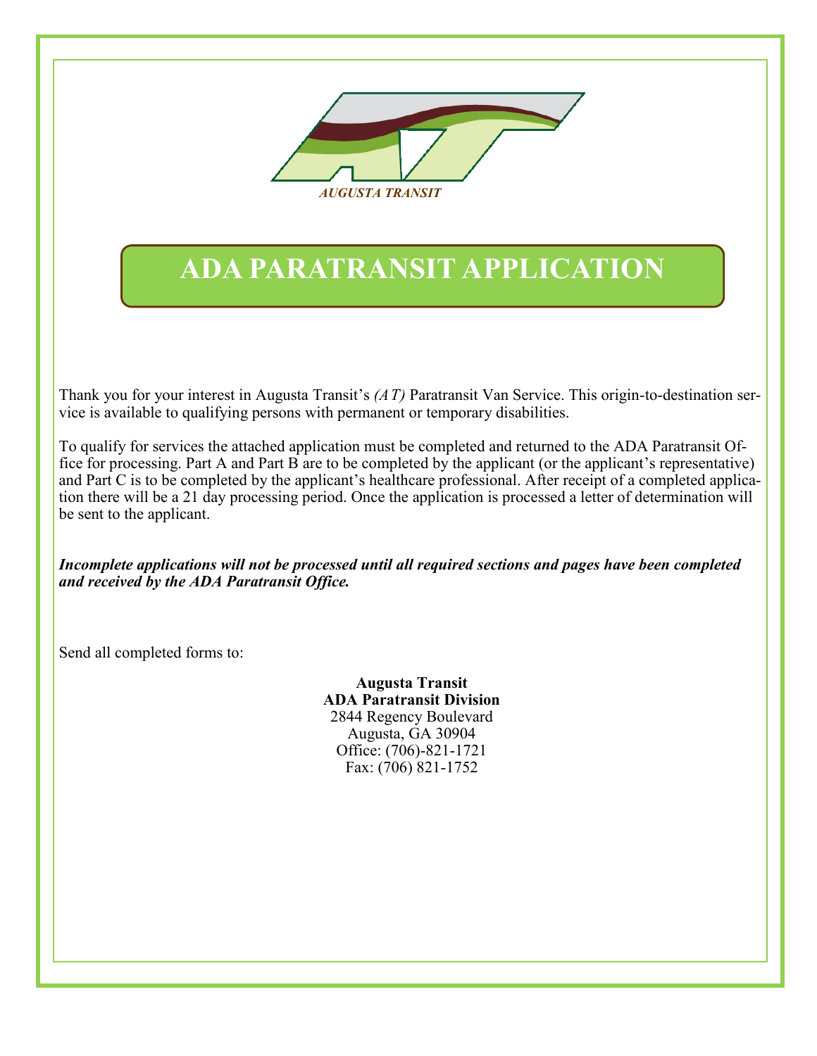AUGUSTA TRANSIT

# ADA PARATRANSIT APPLICATION

Thank you for your interest in Augusta Transit's *(AT)* Paratransit Van Service. This origin-to-destination service is available to qualifying persons with permanent or temporary disabilities.

To qualify for services the attached application must be completed and returned to the ADA Paratransit Office for processing. Part A and Part B are to be completed by the applicant (or the applicant's representative) and Part C is to be completed by the applicant's healthcare professional. After receipt of a completed application there will be a 21 day processing period. Once the application is processed a letter of determination will be sent to the applicant.

***Incomplete applications will not be processed until all required sections and pages have been completed and received by the ADA Paratransit Office.***

Send all completed forms to:

**Augusta Transit**
**ADA Paratransit Division**
2844 Regency Boulevard
Augusta, GA 30904
Office: (706)-821-1721
Fax: (706) 821-1752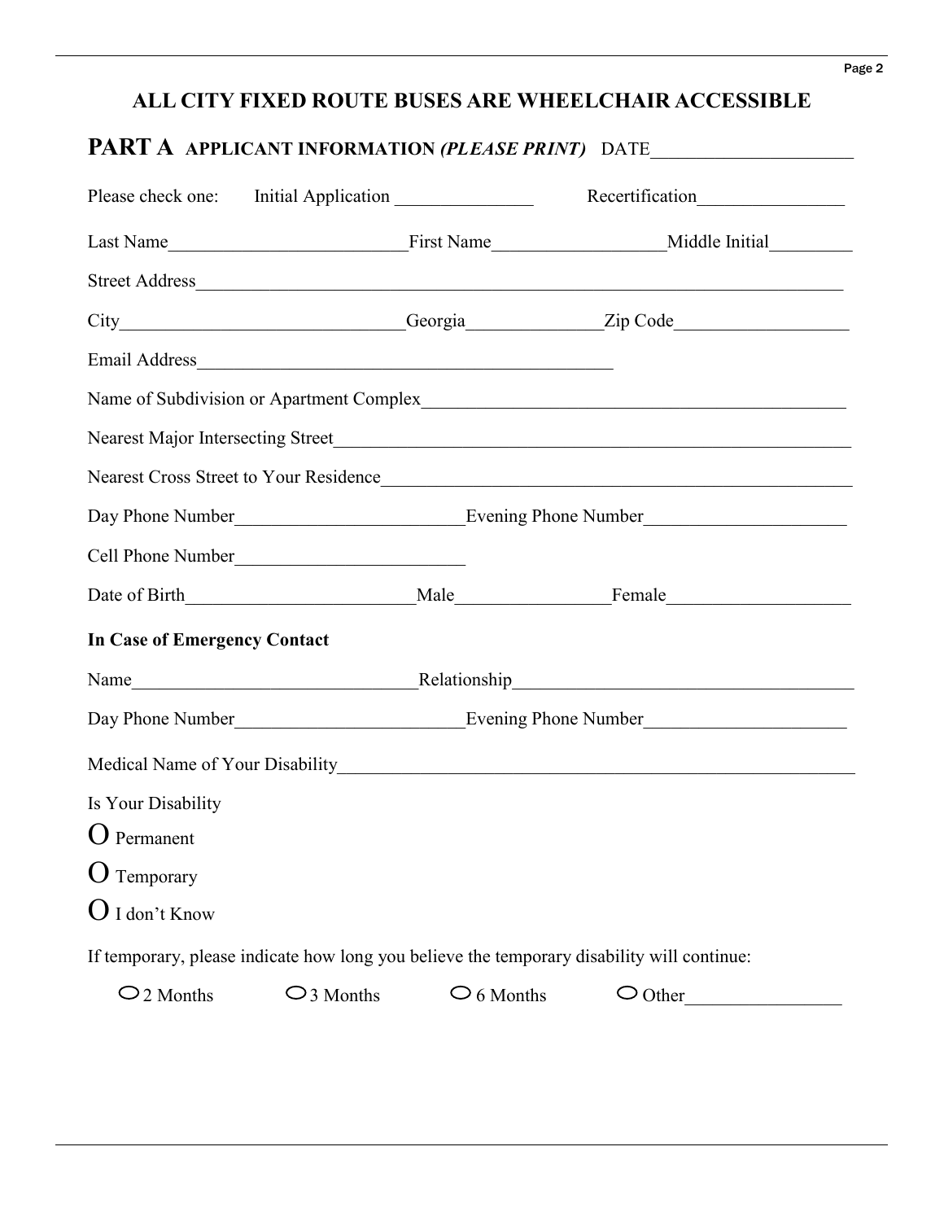## ALL CITY FIXED ROUTE BUSES ARE WHEELCHAIR ACCESSIBLE

## PART A APPLICANT INFORMATION *(PLEASE PRINT)* DATE____________________

Please check one: Initial Application _______________ Recertification________________

Last Name_________________________First Name__________________Middle Initial_________

Street Address_________________________________________________________________________

City______________________________Georgia______________Zip Code__________________

Email Address_____________________________________________

Name of Subdivision or Apartment Complex_____________________________________________

Nearest Major Intersecting Street______________________________________________________

Nearest Cross Street to Your Residence_________________________________________________

Day Phone Number________________________Evening Phone Number_____________________

Cell Phone Number________________________

Date of Birth________________________Male________________Female___________________

**In Case of Emergency Contact**

Name______________________________Relationship____________________________________

Day Phone Number________________________Evening Phone Number_____________________

Medical Name of Your Disability_______________________________________________________

Is Your Disability

O Permanent

O Temporary

O I don't Know

If temporary, please indicate how long you believe the temporary disability will continue:

O 2 Months O 3 Months O 6 Months O Other________________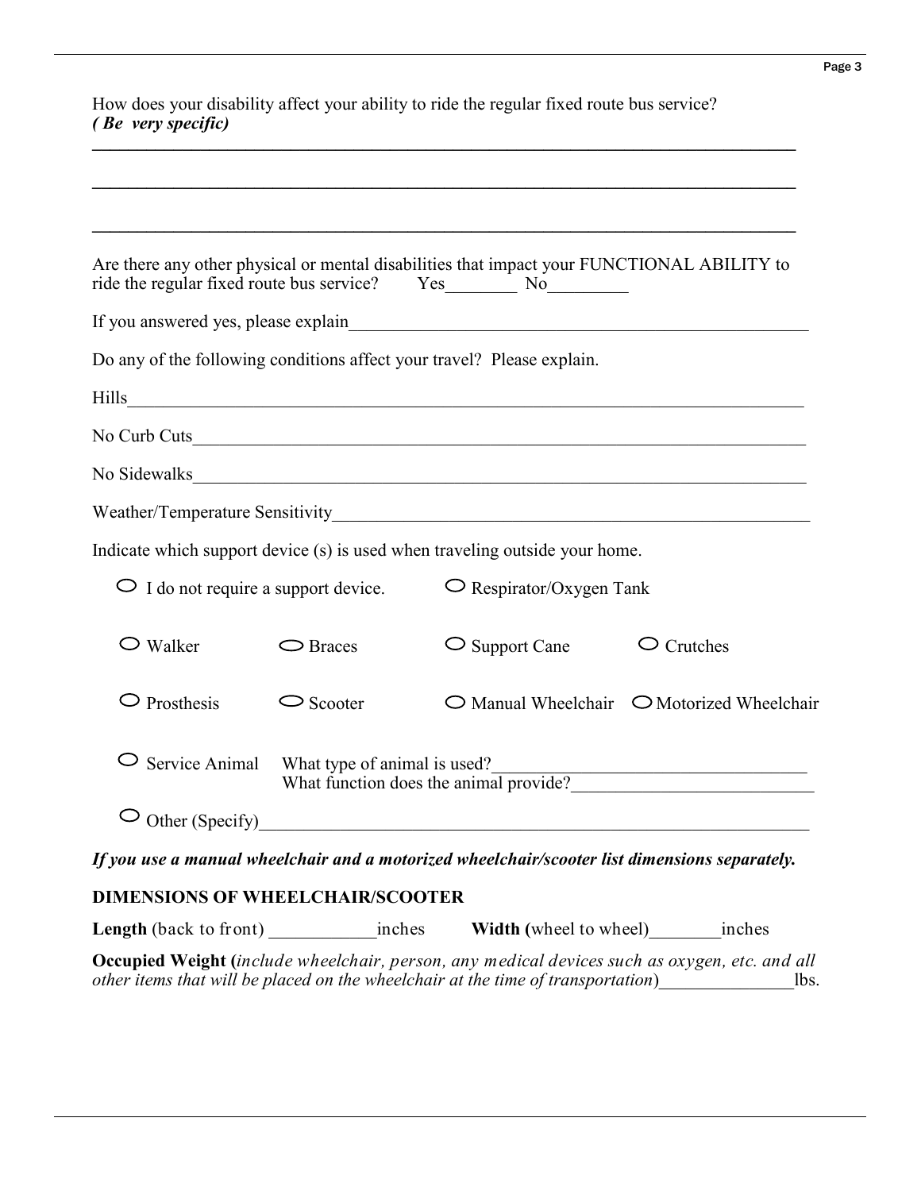How does your disability affect your ability to ride the regular fixed route bus service? ***( Be very specific)***

______________________________________________________________________________

______________________________________________________________________________

______________________________________________________________________________

Are there any other physical or mental disabilities that impact your FUNCTIONAL ABILITY to ride the regular fixed route bus service? Yes________ No_________

If you answered yes, please explain______________________________________________________

Do any of the following conditions affect your travel? Please explain.

Hills_______________________________________________________________________________

No Curb Cuts________________________________________________________________________

No Sidewalks________________________________________________________________________

Weather/Temperature Sensitivity______________________________________________________

Indicate which support device (s) is used when traveling outside your home.

- ○ I do not require a support device.
- ○ Respirator/Oxygen Tank
- ○ Walker
- ○ Braces
- ○ Support Cane
- ○ Crutches
- ○ Prosthesis
- ○ Scooter
- ○ Manual Wheelchair
- ○ Motorized Wheelchair
- ○ Service Animal What type of animal is used?_________________________________
  What function does the animal provide?__________________________
- ○ Other (Specify)_______________________________________________________________

***If you use a manual wheelchair and a motorized wheelchair/scooter list dimensions separately.***

**DIMENSIONS OF WHEELCHAIR/SCOOTER**

**Length** (back to front) ___________inches **Width (**wheel to wheel)________inches

**Occupied Weight (***include wheelchair, person, any medical devices such as oxygen, etc. and all other items that will be placed on the wheelchair at the time of transportation*)______________lbs.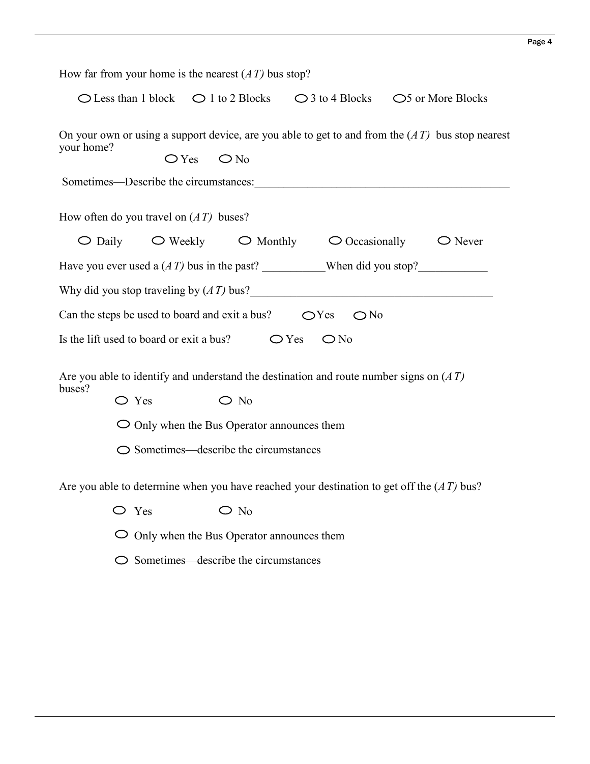How far from your home is the nearest (*A T)* bus stop?

○ Less than 1 block ○ 1 to 2 Blocks ○ 3 to 4 Blocks ○ 5 or More Blocks

On your own or using a support device, are you able to get to and from the (*A T)* bus stop nearest your home?

○ Yes ○ No

Sometimes—Describe the circumstances:______________________________________________

How often do you travel on (*A T)* buses?

○ Daily ○ Weekly ○ Monthly ○ Occasionally ○ Never

Have you ever used a (*A T)* bus in the past? ___________When did you stop?____________

Why did you stop traveling by (*A T)* bus?___________________________________________

Can the steps be used to board and exit a bus? ○ Yes ○ No

Is the lift used to board or exit a bus? ○ Yes ○ No

Are you able to identify and understand the destination and route number signs on (*A T)* buses?

○ Yes ○ No

○ Only when the Bus Operator announces them

○ Sometimes—describe the circumstances

Are you able to determine when you have reached your destination to get off the (*A T)* bus?

○ Yes ○ No

○ Only when the Bus Operator announces them

○ Sometimes—describe the circumstances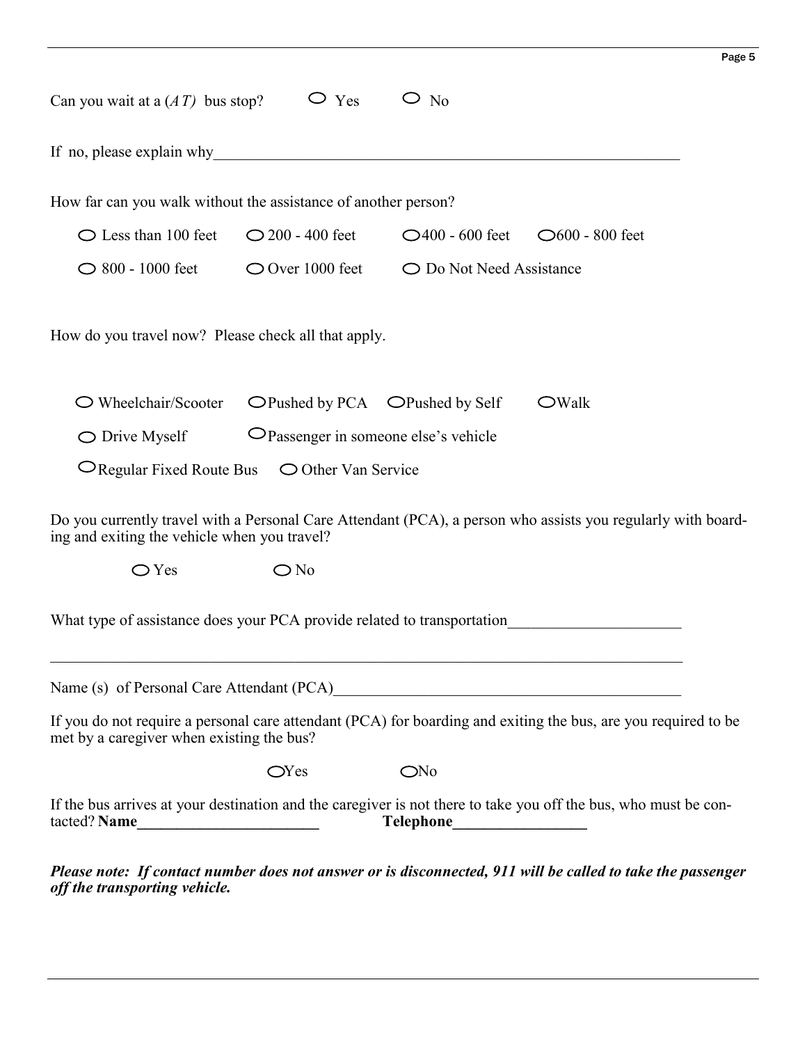Can you wait at a (*AT*) bus stop? ○ Yes ○ No

If no, please explain why_______________________________________________________________

How far can you walk without the assistance of another person?

○ Less than 100 feet ○ 200 - 400 feet ○ 400 - 600 feet ○ 600 - 800 feet

○ 800 - 1000 feet ○ Over 1000 feet ○ Do Not Need Assistance

How do you travel now? Please check all that apply.

○ Wheelchair/Scooter ○ Pushed by PCA ○ Pushed by Self ○ Walk

○ Drive Myself ○ Passenger in someone else's vehicle

○ Regular Fixed Route Bus ○ Other Van Service

Do you currently travel with a Personal Care Attendant (PCA), a person who assists you regularly with boarding and exiting the vehicle when you travel?

○ Yes ○ No

What type of assistance does your PCA provide related to transportation______________________

_____________________________________________________________________________________

Name (s) of Personal Care Attendant (PCA)_______________________________________________

If you do not require a personal care attendant (PCA) for boarding and exiting the bus, are you required to be met by a caregiver when existing the bus?

○ Yes ○ No

If the bus arrives at your destination and the caregiver is not there to take you off the bus, who must be contacted? **Name________________________** **Telephone_________________**

***Please note: If contact number does not answer or is disconnected, 911 will be called to take the passenger off the transporting vehicle.***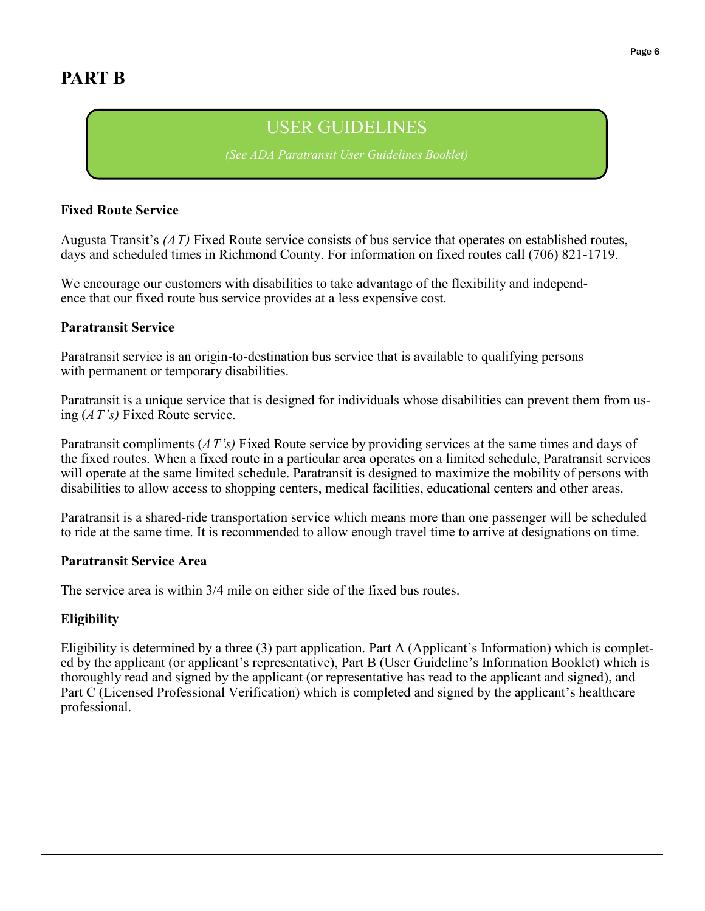# PART B

## USER GUIDELINES

*(See ADA Paratransit User Guidelines Booklet)*

**Fixed Route Service**

Augusta Transit's *(AT)* Fixed Route service consists of bus service that operates on established routes, days and scheduled times in Richmond County. For information on fixed routes call (706) 821-1719.

We encourage our customers with disabilities to take advantage of the flexibility and independence that our fixed route bus service provides at a less expensive cost.

**Paratransit Service**

Paratransit service is an origin-to-destination bus service that is available to qualifying persons with permanent or temporary disabilities.

Paratransit is a unique service that is designed for individuals whose disabilities can prevent them from using (*AT's)* Fixed Route service.

Paratransit compliments (*AT's)* Fixed Route service by providing services at the same times and days of the fixed routes. When a fixed route in a particular area operates on a limited schedule, Paratransit services will operate at the same limited schedule. Paratransit is designed to maximize the mobility of persons with disabilities to allow access to shopping centers, medical facilities, educational centers and other areas.

Paratransit is a shared-ride transportation service which means more than one passenger will be scheduled to ride at the same time. It is recommended to allow enough travel time to arrive at designations on time.

**Paratransit Service Area**

The service area is within 3/4 mile on either side of the fixed bus routes.

**Eligibility**

Eligibility is determined by a three (3) part application. Part A (Applicant's Information) which is completed by the applicant (or applicant's representative), Part B (User Guideline's Information Booklet) which is thoroughly read and signed by the applicant (or representative has read to the applicant and signed), and Part C (Licensed Professional Verification) which is completed and signed by the applicant's healthcare professional.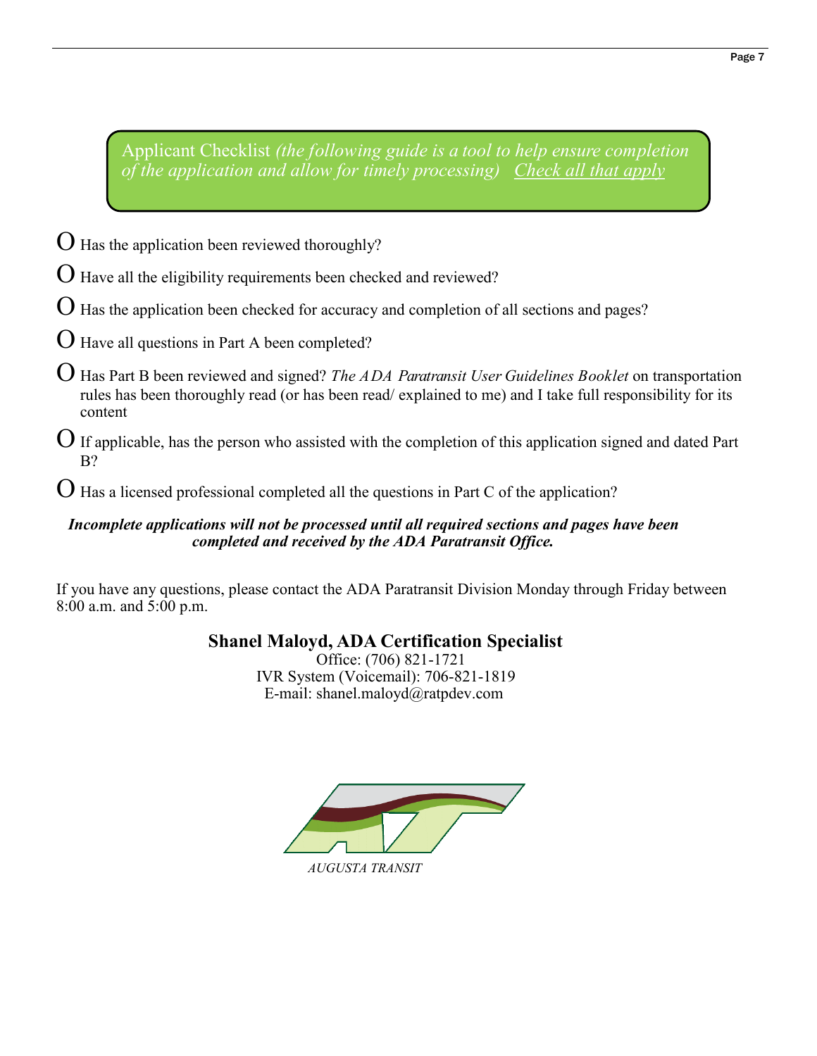## Applicant Checklist *(the following guide is a tool to help ensure completion of the application and allow for timely processing)* Check all that apply

- O Has the application been reviewed thoroughly?
- O Have all the eligibility requirements been checked and reviewed?
- O Has the application been checked for accuracy and completion of all sections and pages?
- O Have all questions in Part A been completed?
- O Has Part B been reviewed and signed? *The ADA Paratransit User Guidelines Booklet* on transportation rules has been thoroughly read (or has been read/ explained to me) and I take full responsibility for its content
- O If applicable, has the person who assisted with the completion of this application signed and dated Part B?
- O Has a licensed professional completed all the questions in Part C of the application?

***Incomplete applications will not be processed until all required sections and pages have been completed and received by the ADA Paratransit Office.***

If you have any questions, please contact the ADA Paratransit Division Monday through Friday between 8:00 a.m. and 5:00 p.m.

**Shanel Maloyd, ADA Certification Specialist**
Office: (706) 821-1721
IVR System (Voicemail): 706-821-1819
E-mail: shanel.maloyd@ratpdev.com

*AUGUSTA TRANSIT*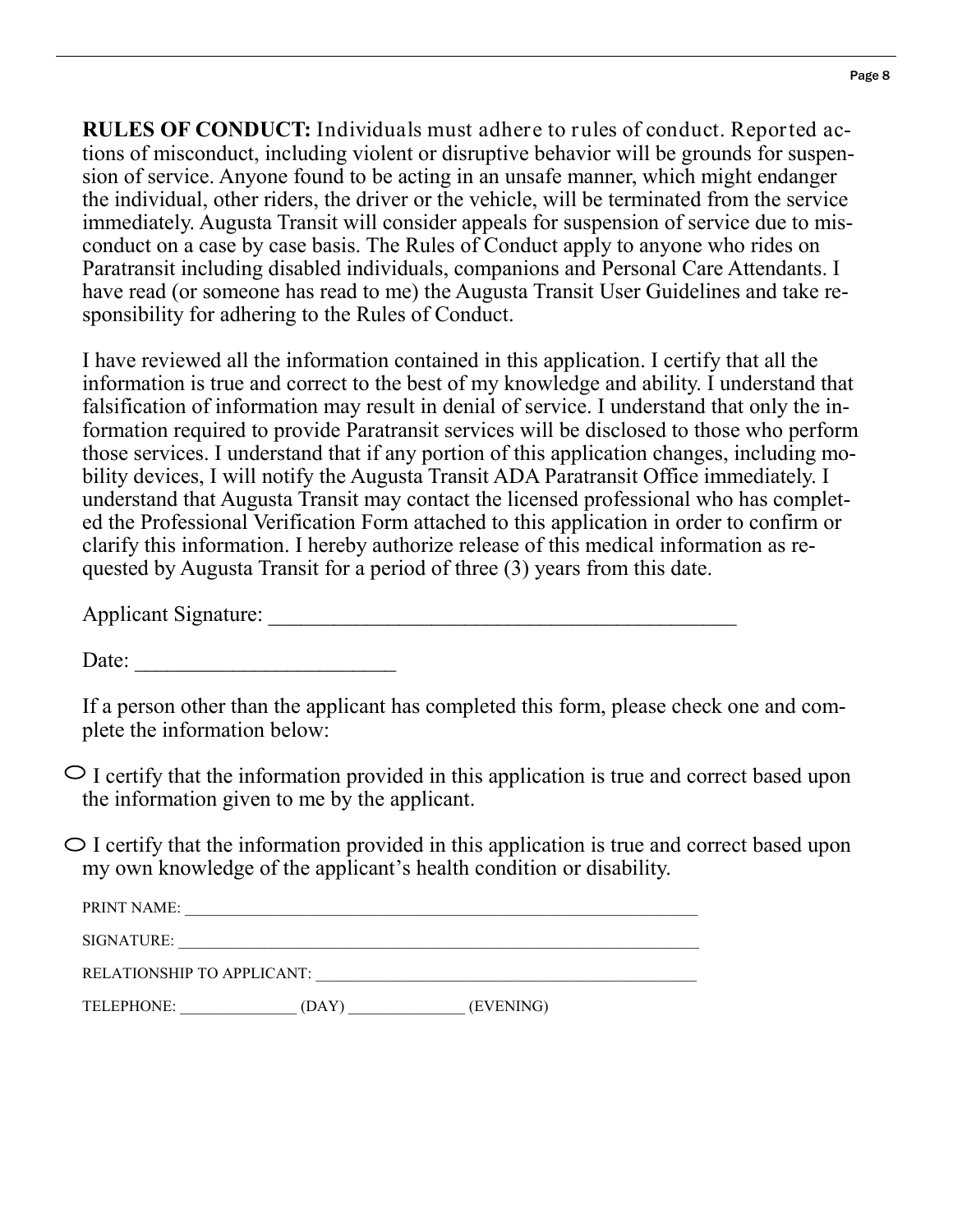**RULES OF CONDUCT:** Individuals must adhere to rules of conduct. Reported actions of misconduct, including violent or disruptive behavior will be grounds for suspension of service. Anyone found to be acting in an unsafe manner, which might endanger the individual, other riders, the driver or the vehicle, will be terminated from the service immediately. Augusta Transit will consider appeals for suspension of service due to misconduct on a case by case basis. The Rules of Conduct apply to anyone who rides on Paratransit including disabled individuals, companions and Personal Care Attendants. I have read (or someone has read to me) the Augusta Transit User Guidelines and take responsibility for adhering to the Rules of Conduct.

I have reviewed all the information contained in this application. I certify that all the information is true and correct to the best of my knowledge and ability. I understand that falsification of information may result in denial of service. I understand that only the information required to provide Paratransit services will be disclosed to those who perform those services. I understand that if any portion of this application changes, including mobility devices, I will notify the Augusta Transit ADA Paratransit Office immediately. I understand that Augusta Transit may contact the licensed professional who has completed the Professional Verification Form attached to this application in order to confirm or clarify this information. I hereby authorize release of this medical information as requested by Augusta Transit for a period of three (3) years from this date.

Applicant Signature: ___________________________________________

Date: ________________________

If a person other than the applicant has completed this form, please check one and complete the information below:

○ I certify that the information provided in this application is true and correct based upon the information given to me by the applicant.

○ I certify that the information provided in this application is true and correct based upon my own knowledge of the applicant's health condition or disability.

PRINT NAME: _______________________________________________________________

SIGNATURE: ________________________________________________________________

RELATIONSHIP TO APPLICANT: ______________________________________________

TELEPHONE: ______________ (DAY) ______________ (EVENING)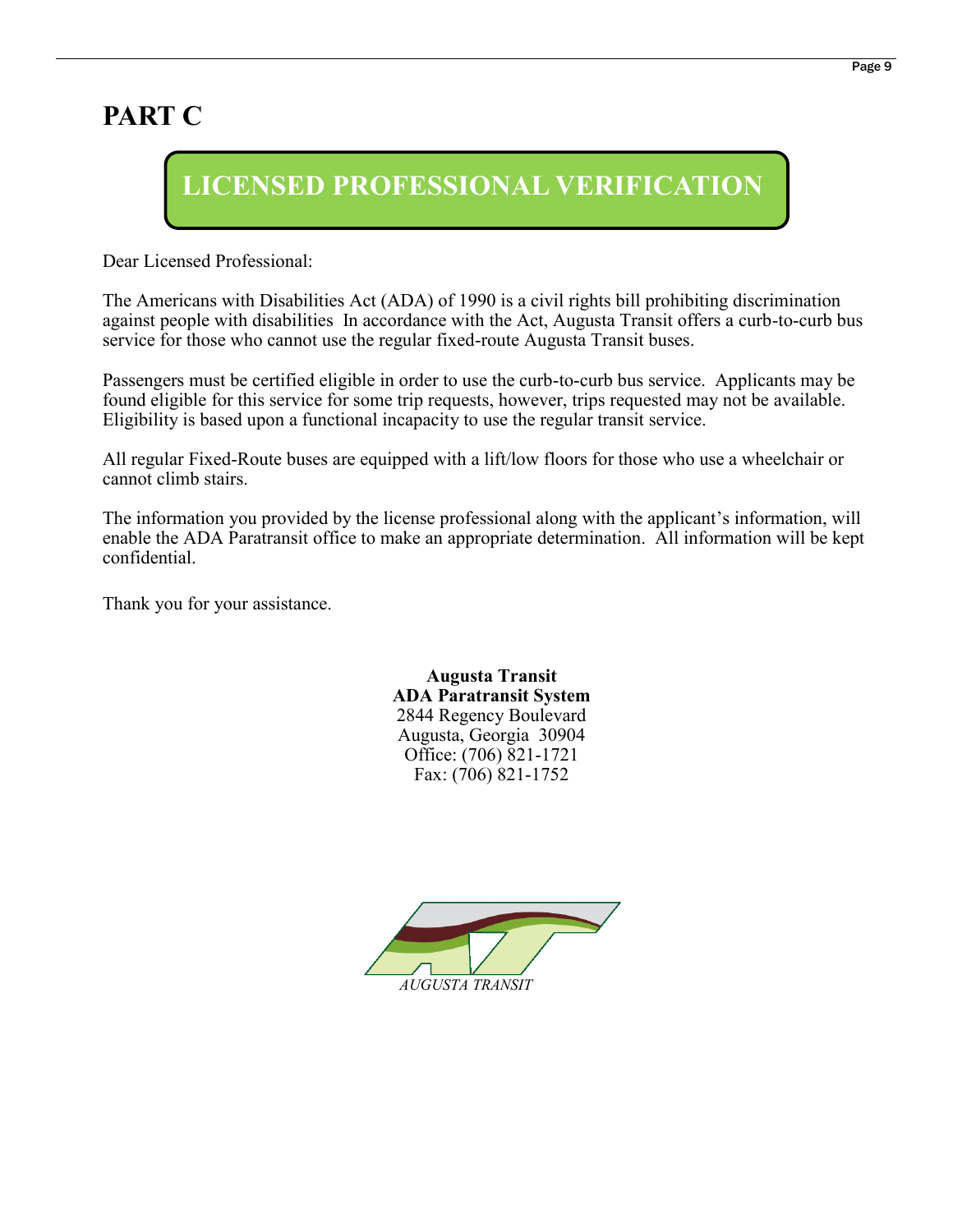# PART C

## LICENSED PROFESSIONAL VERIFICATION

Dear Licensed Professional:

The Americans with Disabilities Act (ADA) of 1990 is a civil rights bill prohibiting discrimination against people with disabilities In accordance with the Act, Augusta Transit offers a curb-to-curb bus service for those who cannot use the regular fixed-route Augusta Transit buses.

Passengers must be certified eligible in order to use the curb-to-curb bus service. Applicants may be found eligible for this service for some trip requests, however, trips requested may not be available. Eligibility is based upon a functional incapacity to use the regular transit service.

All regular Fixed-Route buses are equipped with a lift/low floors for those who use a wheelchair or cannot climb stairs.

The information you provided by the license professional along with the applicant's information, will enable the ADA Paratransit office to make an appropriate determination. All information will be kept confidential.

Thank you for your assistance.

**Augusta Transit**
**ADA Paratransit System**
2844 Regency Boulevard
Augusta, Georgia 30904
Office: (706) 821-1721
Fax: (706) 821-1752

*AUGUSTA TRANSIT*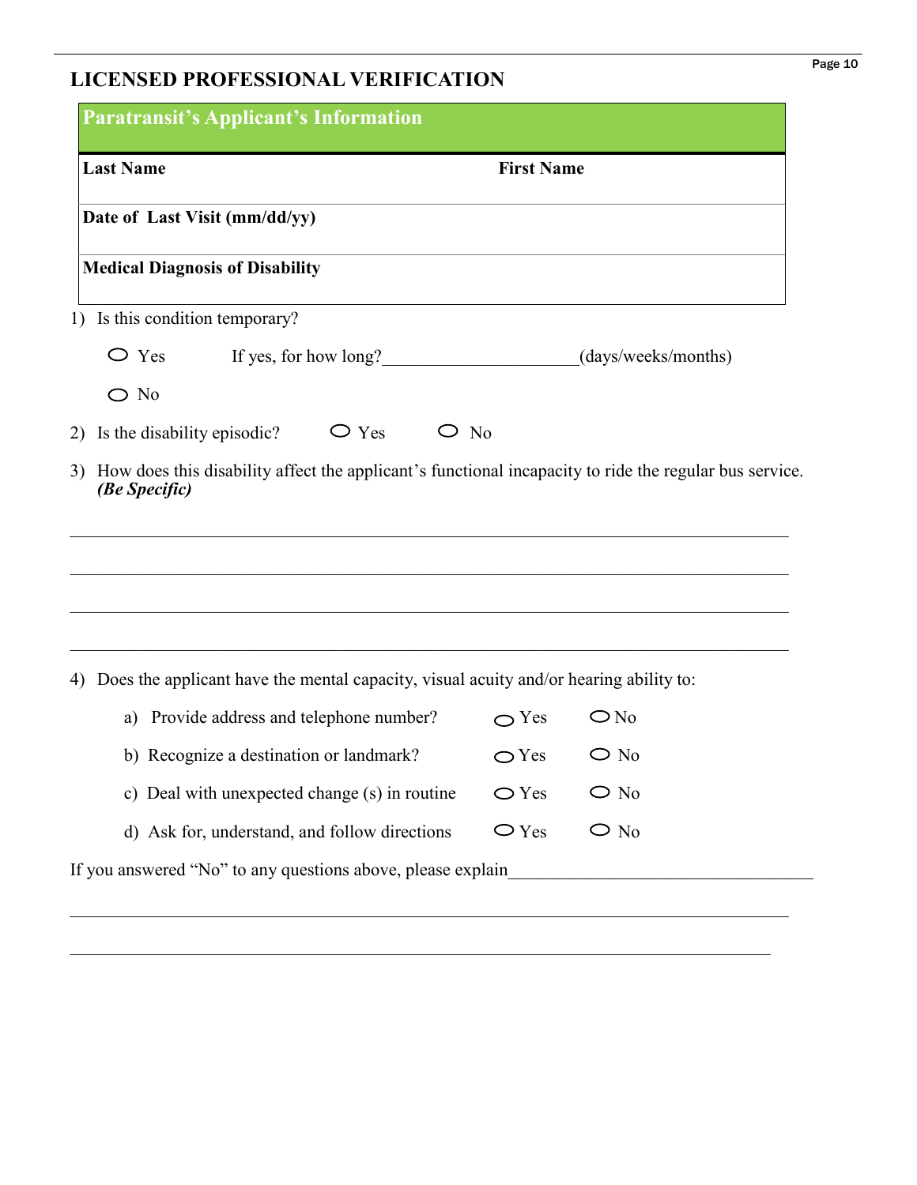## LICENSED PROFESSIONAL VERIFICATION

| Paratransit's Applicant's Information | |
|---|---|
| **Last Name** | **First Name** |
| **Date of Last Visit (mm/dd/yy)** | |
| **Medical Diagnosis of Disability** | |

1) Is this condition temporary?

   ○ Yes   If yes, for how long?____________________(days/weeks/months)

   ○ No

2) Is the disability episodic?   ○ Yes   ○ No

3) How does this disability affect the applicant's functional incapacity to ride the regular bus service. ***(Be Specific)***

____________________________________________________________________________

____________________________________________________________________________

____________________________________________________________________________

____________________________________________________________________________

4) Does the applicant have the mental capacity, visual acuity and/or hearing ability to:

   a) Provide address and telephone number?   ○ Yes   ○ No

   b) Recognize a destination or landmark?   ○ Yes   ○ No

   c) Deal with unexpected change (s) in routine   ○ Yes   ○ No

   d) Ask for, understand, and follow directions   ○ Yes   ○ No

If you answered "No" to any questions above, please explain________________________________

____________________________________________________________________________

____________________________________________________________________________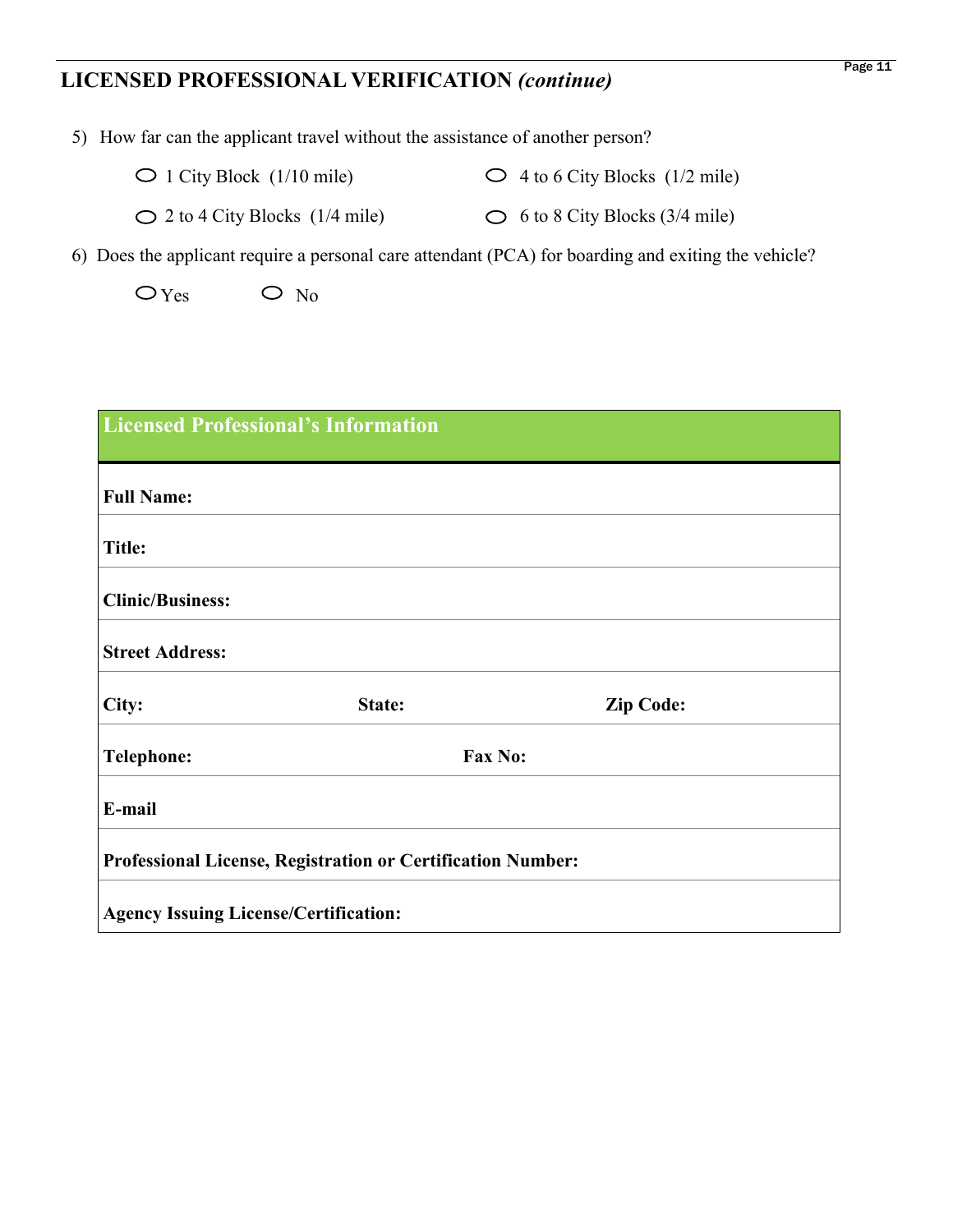## LICENSED PROFESSIONAL VERIFICATION *(continue)*

5) How far can the applicant travel without the assistance of another person?

- ○ 1 City Block (1/10 mile)
- ○ 4 to 6 City Blocks (1/2 mile)
- ○ 2 to 4 City Blocks (1/4 mile)
- ○ 6 to 8 City Blocks (3/4 mile)

6) Does the applicant require a personal care attendant (PCA) for boarding and exiting the vehicle?

- ○ Yes
- ○ No

| Licensed Professional's Information | | |
|---|---|---|
| **Full Name:** | | |
| **Title:** | | |
| **Clinic/Business:** | | |
| **Street Address:** | | |
| **City:** | **State:** | **Zip Code:** |
| **Telephone:** | **Fax No:** | |
| **E-mail** | | |
| **Professional License, Registration or Certification Number:** | | |
| **Agency Issuing License/Certification:** | | |